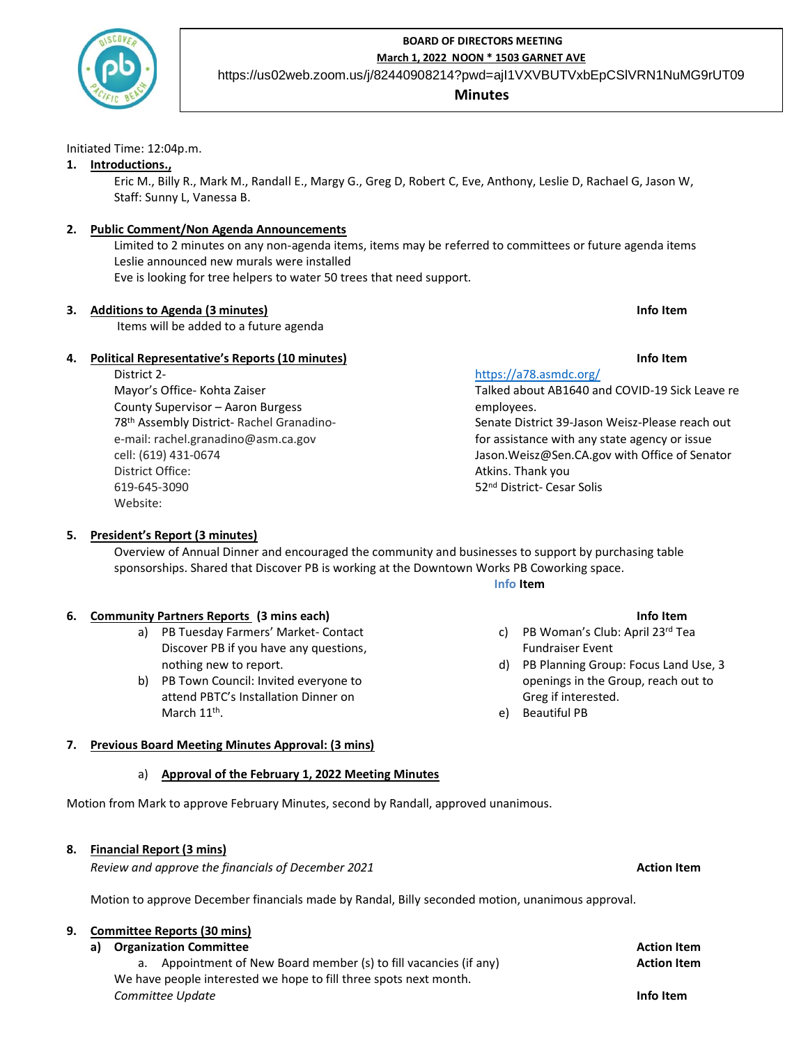**BOARD OF DIRECTORS MEETING**

**March 1, 2022 NOON * 1503 GARNET AVE**

https://us02web.zoom.us/j/82440908214?pwd=ajI1VXVBUTVxbEpCSlVRN1NuMG9rUT09

**Minutes**

Initiated Time: 12:04p.m.

1. **Introductions.,**

   Eric M., Billy R., Mark M., Randall E., Margy G., Greg D, Robert C, Eve, Anthony, Leslie D, Rachael G, Jason W, Staff: Sunny L, Vanessa B.

2. **Public Comment/Non Agenda Announcements**

   Limited to 2 minutes on any non-agenda items, items may be referred to committees or future agenda items
   Leslie announced new murals were installed
   Eve is looking for tree helpers to water 50 trees that need support.

3. **Additions to Agenda (3 minutes)** — **Info Item**

   Items will be added to a future agenda

4. **Political Representative's Reports (10 minutes)** — **Info Item**

   District 2-
   Mayor's Office- Kohta Zaiser
   County Supervisor – Aaron Burgess
   78th Assembly District- Rachel Granadino-
   e-mail: rachel.granadino@asm.ca.gov
   cell: (619) 431-0674
   District Office:
   619-645-3090
   Website:
   https://a78.asmdc.org/
   Talked about AB1640 and COVID-19 Sick Leave re employees.
   Senate District 39-Jason Weisz-Please reach out for assistance with any state agency or issue Jason.Weisz@Sen.CA.gov with Office of Senator Atkins. Thank you
   52nd District- Cesar Solis

5. **President's Report (3 minutes)**

   Overview of Annual Dinner and encouraged the community and businesses to support by purchasing table sponsorships. Shared that Discover PB is working at the Downtown Works PB Coworking space.

   **Info Item**

6. **Community Partners Reports (3 mins each)** — **Info Item**

   a) PB Tuesday Farmers' Market- Contact Discover PB if you have any questions, nothing new to report.
   b) PB Town Council: Invited everyone to attend PBTC's Installation Dinner on March 11th.
   c) PB Woman's Club: April 23rd Tea Fundraiser Event
   d) PB Planning Group: Focus Land Use, 3 openings in the Group, reach out to Greg if interested.
   e) Beautiful PB

7. **Previous Board Meeting Minutes Approval: (3 mins)**

   a) **Approval of the February 1, 2022 Meeting Minutes**

Motion from Mark to approve February Minutes, second by Randall, approved unanimous.

8. **Financial Report (3 mins)**

   *Review and approve the financials of December 2021* — **Action Item**

   Motion to approve December financials made by Randal, Billy seconded motion, unanimous approval.

9. **Committee Reports (30 mins)**

   **a) Organization Committee** — **Action Item**

   a. Appointment of New Board member (s) to fill vacancies (if any) — **Action Item**

   We have people interested we hope to fill three spots next month.

   *Committee Update* — **Info Item**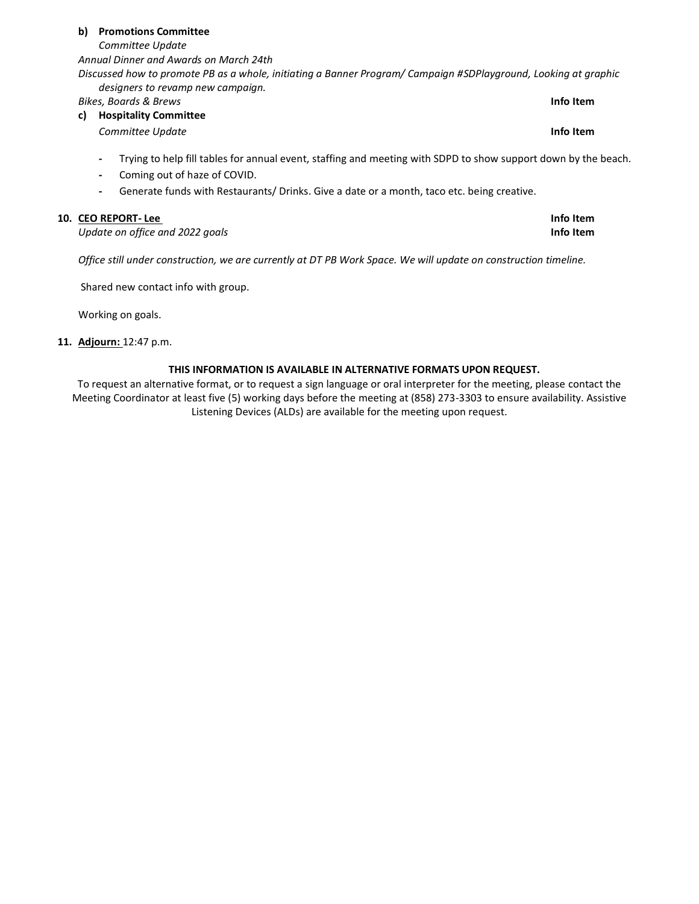**b) Promotions Committee**

*Committee Update*

*Annual Dinner and Awards on March 24th*

*Discussed how to promote PB as a whole, initiating a Banner Program/ Campaign #SDPlayground, Looking at graphic designers to revamp new campaign.*

*Bikes, Boards & Brews* **Info Item**

**c) Hospitality Committee**

*Committee Update* **Info Item**

- Trying to help fill tables for annual event, staffing and meeting with SDPD to show support down by the beach.
- Coming out of haze of COVID.
- Generate funds with Restaurants/ Drinks. Give a date or a month, taco etc. being creative.

**10. <u>CEO REPORT- Lee</u>** **Info Item**

*Update on office and 2022 goals* **Info Item**

*Office still under construction, we are currently at DT PB Work Space. We will update on construction timeline.*

Shared new contact info with group.

Working on goals.

**11. <u>Adjourn:</u>** 12:47 p.m.

**THIS INFORMATION IS AVAILABLE IN ALTERNATIVE FORMATS UPON REQUEST.**

To request an alternative format, or to request a sign language or oral interpreter for the meeting, please contact the Meeting Coordinator at least five (5) working days before the meeting at (858) 273-3303 to ensure availability. Assistive Listening Devices (ALDs) are available for the meeting upon request.